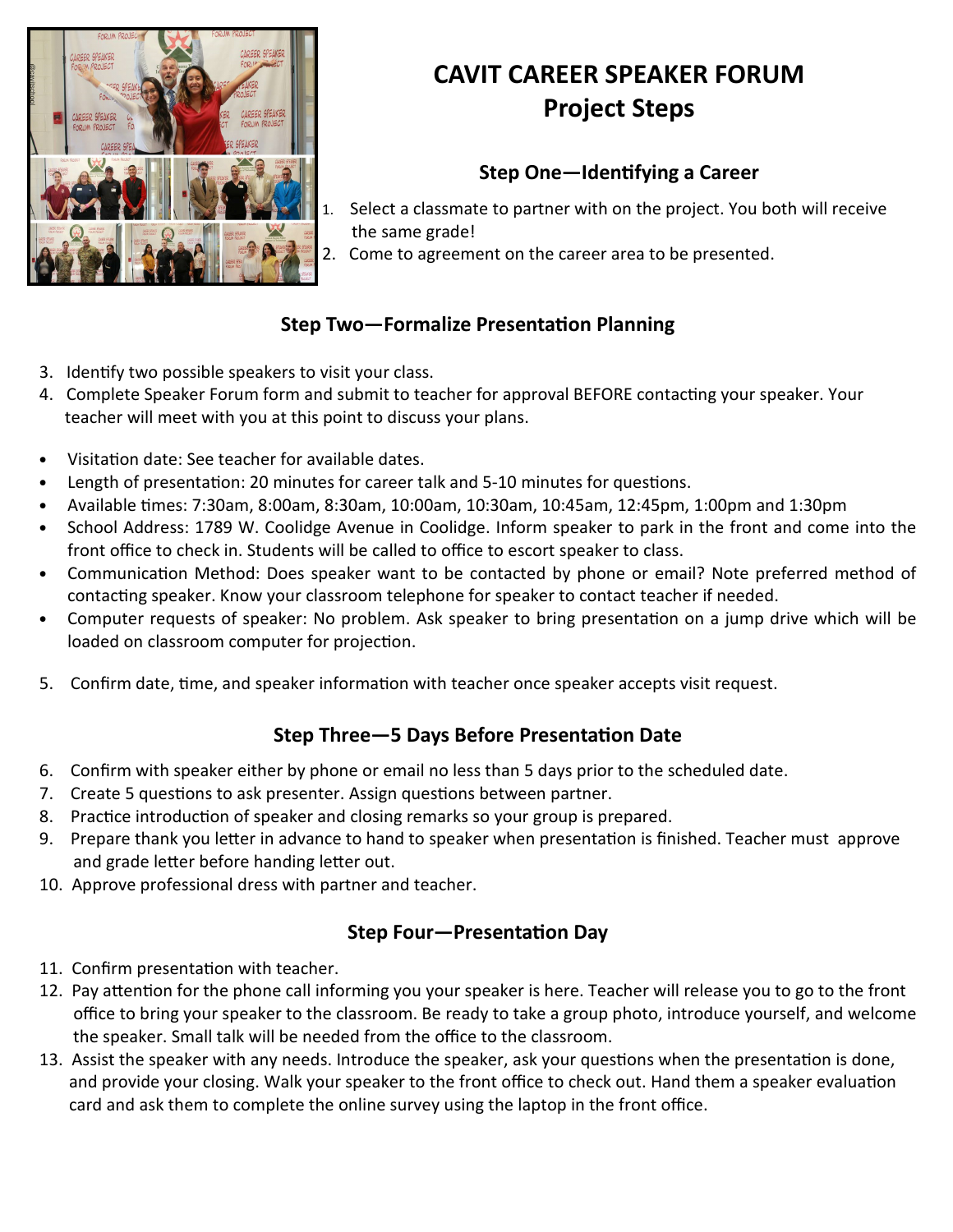# CAVIT CAREER SPEAKER FORUM
# Project Steps

## Step One—Identifying a Career

1. Select a classmate to partner with on the project. You both will receive the same grade!
2. Come to agreement on the career area to be presented.

## Step Two—Formalize Presentation Planning

3. Identify two possible speakers to visit your class.
4. Complete Speaker Forum form and submit to teacher for approval BEFORE contacting your speaker. Your teacher will meet with you at this point to discuss your plans.

- Visitation date: See teacher for available dates.
- Length of presentation: 20 minutes for career talk and 5-10 minutes for questions.
- Available times: 7:30am, 8:00am, 8:30am, 10:00am, 10:30am, 10:45am, 12:45pm, 1:00pm and 1:30pm
- School Address: 1789 W. Coolidge Avenue in Coolidge. Inform speaker to park in the front and come into the front office to check in. Students will be called to office to escort speaker to class.
- Communication Method: Does speaker want to be contacted by phone or email? Note preferred method of contacting speaker. Know your classroom telephone for speaker to contact teacher if needed.
- Computer requests of speaker: No problem. Ask speaker to bring presentation on a jump drive which will be loaded on classroom computer for projection.

5. Confirm date, time, and speaker information with teacher once speaker accepts visit request.

## Step Three—5 Days Before Presentation Date

6. Confirm with speaker either by phone or email no less than 5 days prior to the scheduled date.
7. Create 5 questions to ask presenter. Assign questions between partner.
8. Practice introduction of speaker and closing remarks so your group is prepared.
9. Prepare thank you letter in advance to hand to speaker when presentation is finished. Teacher must approve and grade letter before handing letter out.
10. Approve professional dress with partner and teacher.

## Step Four—Presentation Day

11. Confirm presentation with teacher.
12. Pay attention for the phone call informing you your speaker is here. Teacher will release you to go to the front office to bring your speaker to the classroom. Be ready to take a group photo, introduce yourself, and welcome the speaker. Small talk will be needed from the office to the classroom.
13. Assist the speaker with any needs. Introduce the speaker, ask your questions when the presentation is done, and provide your closing. Walk your speaker to the front office to check out. Hand them a speaker evaluation card and ask them to complete the online survey using the laptop in the front office.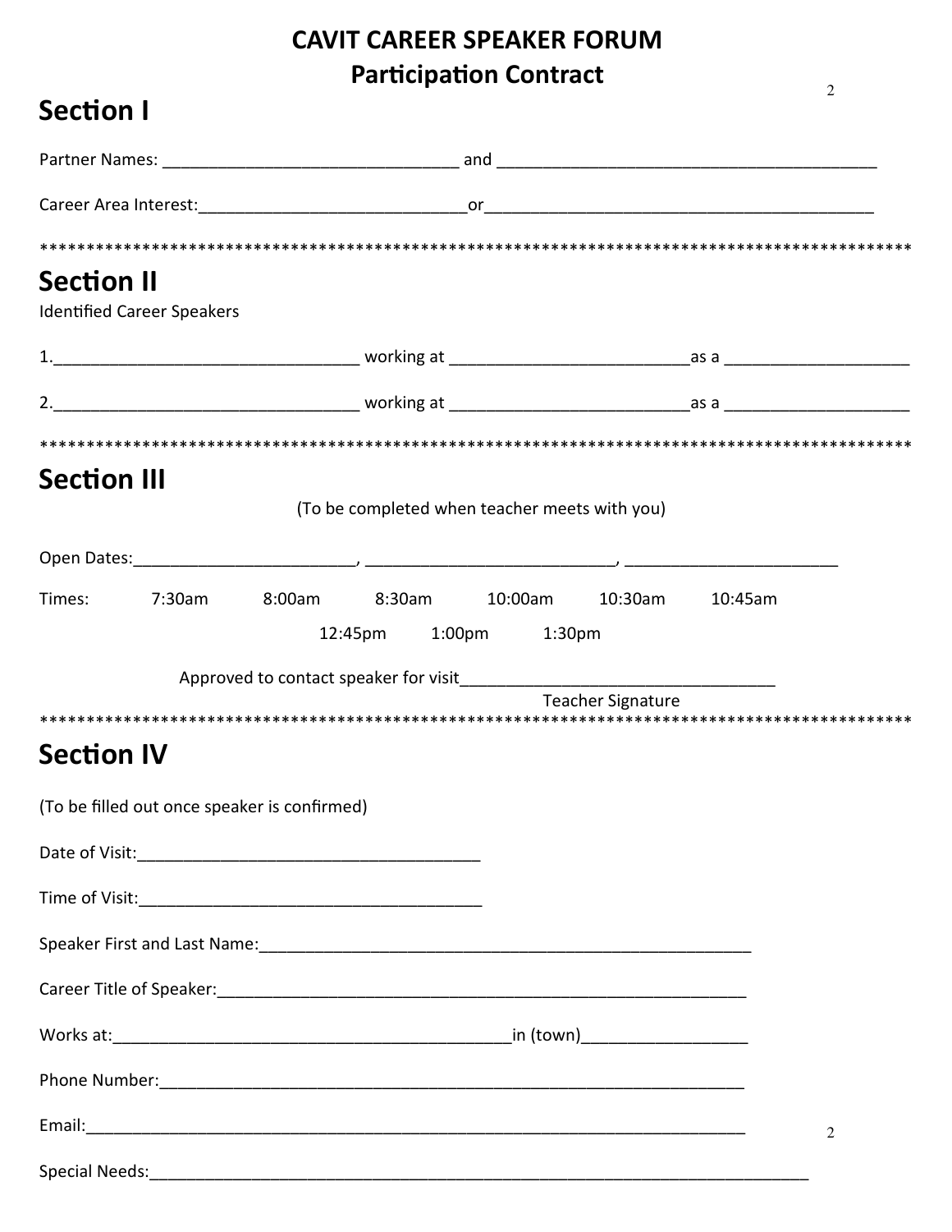# CAVIT CAREER SPEAKER FORUM
## Participation Contract

## Section I

Partner Names: _______________________________ and ________________________________________

Career Area Interest:____________________________or_________________________________________

*************************************************************************************************

## Section II

Identified Career Speakers

1._________________________________ working at _________________________as a ___________________

2._________________________________ working at _________________________as a ___________________

*************************************************************************************************

## Section III

(To be completed when teacher meets with you)

Open Dates:________________________, ___________________________, _______________________

Times: 7:30am 8:00am 8:30am 10:00am 10:30am 10:45am

12:45pm 1:00pm 1:30pm

Approved to contact speaker for visit__________________________________

Teacher Signature

*************************************************************************************************

## Section IV

(To be filled out once speaker is confirmed)

Date of Visit:_____________________________________

Time of Visit:_____________________________________

Speaker First and Last Name:______________________________________________________

Career Title of Speaker:_________________________________________________________

Works at:___________________________________________in (town)_________________

Phone Number:______________________________________________________________

Email:_____________________________________________________________________

Special Needs:_________________________________________________________________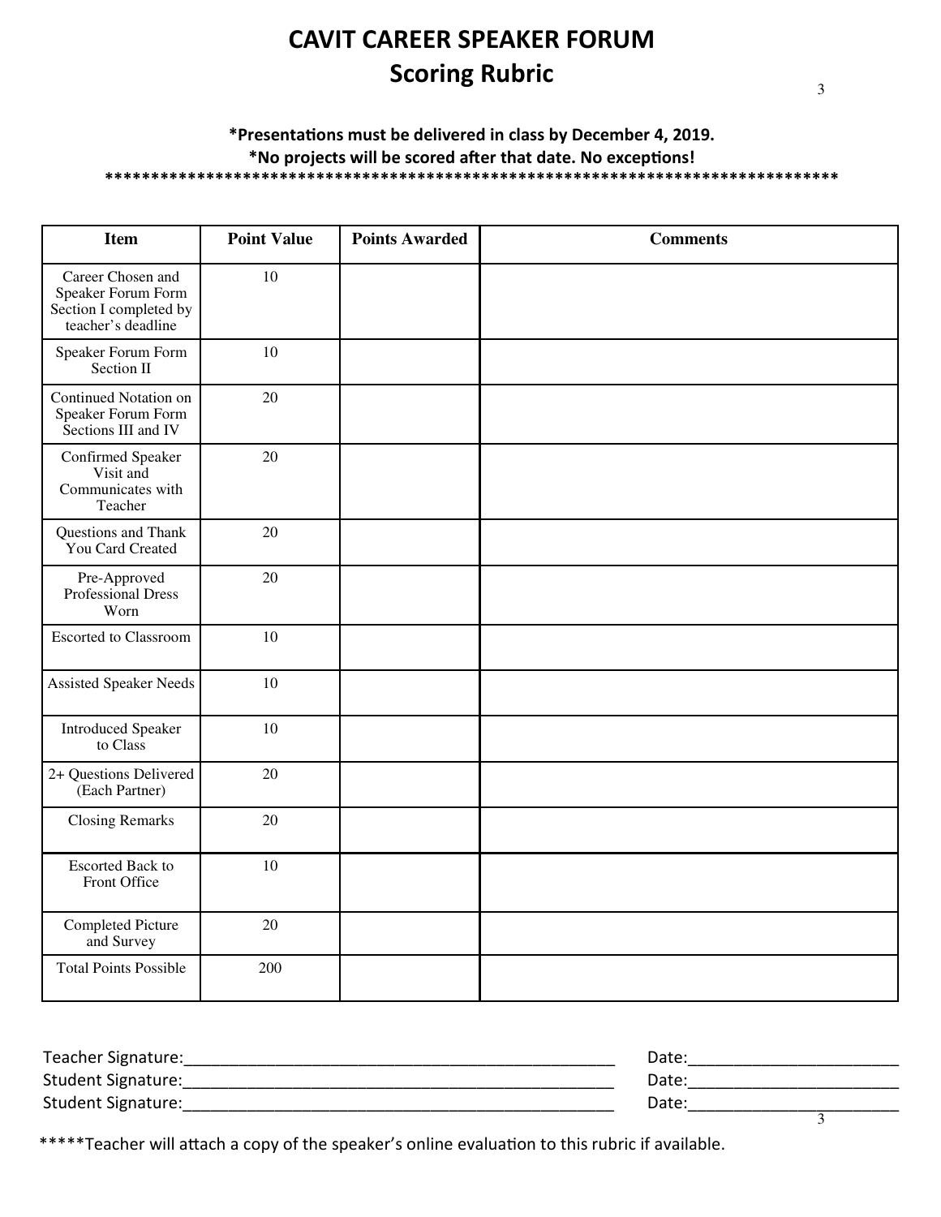# CAVIT CAREER SPEAKER FORUM
## Scoring Rubric

**\*Presentations must be delivered in class by December 4, 2019.**
**\*No projects will be scored after that date. No exceptions!**

*******************************************************************************

| Item | Point Value | Points Awarded | Comments |
|---|---|---|---|
| Career Chosen and Speaker Forum Form Section I completed by teacher's deadline | 10 | | |
| Speaker Forum Form Section II | 10 | | |
| Continued Notation on Speaker Forum Form Sections III and IV | 20 | | |
| Confirmed Speaker Visit and Communicates with Teacher | 20 | | |
| Questions and Thank You Card Created | 20 | | |
| Pre-Approved Professional Dress Worn | 20 | | |
| Escorted to Classroom | 10 | | |
| Assisted Speaker Needs | 10 | | |
| Introduced Speaker to Class | 10 | | |
| 2+ Questions Delivered (Each Partner) | 20 | | |
| Closing Remarks | 20 | | |
| Escorted Back to Front Office | 10 | | |
| Completed Picture and Survey | 20 | | |
| Total Points Possible | 200 | | |

Teacher Signature:_______________________________________________ Date:______________________

Student Signature:_______________________________________________ Date:______________________

Student Signature:_______________________________________________ Date:______________________

*****Teacher will attach a copy of the speaker's online evaluation to this rubric if available.